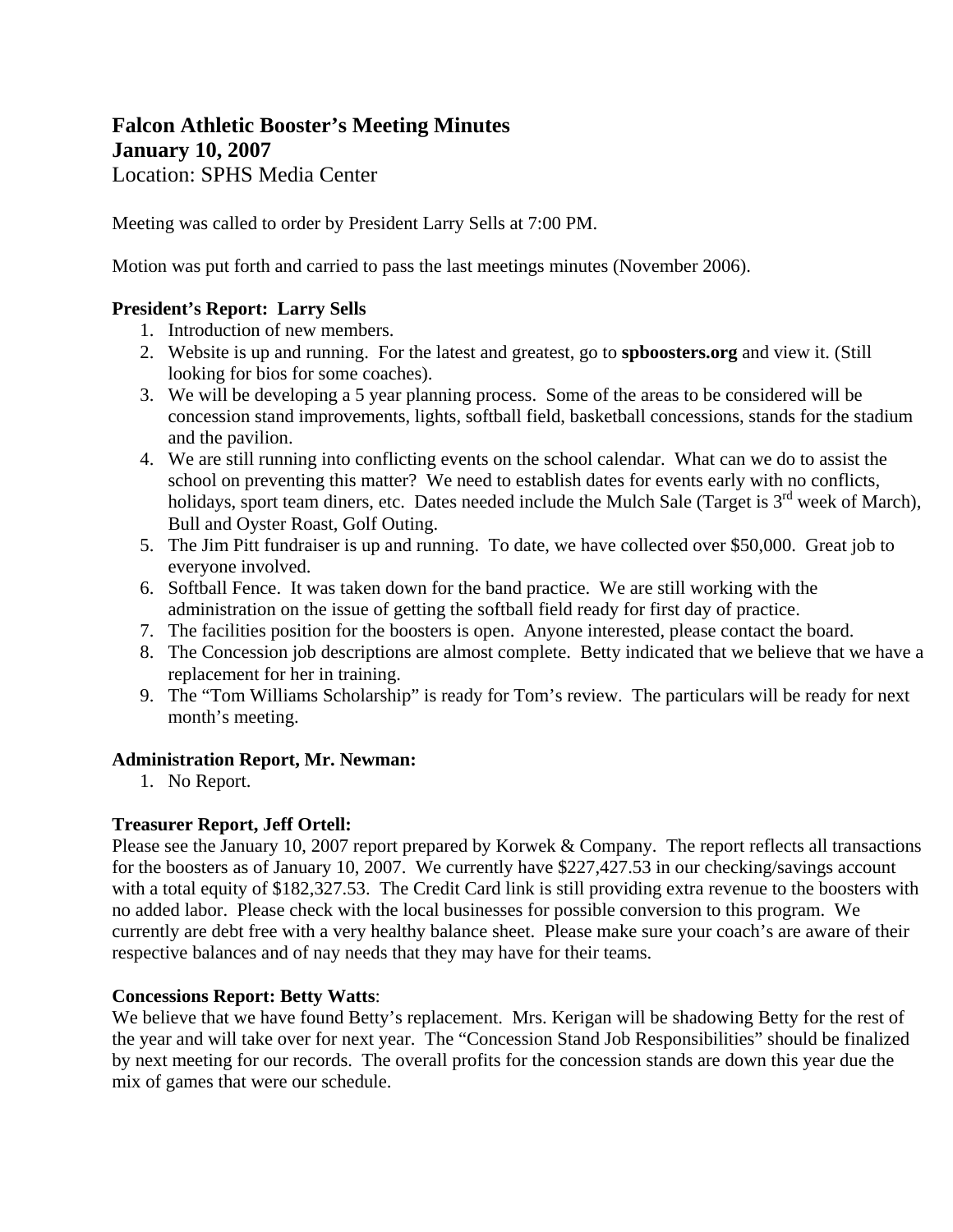# Falcon Athletic Booster's Meeting Minutes
## January 10, 2007
Location: SPHS Media Center

Meeting was called to order by President Larry Sells at 7:00 PM.

Motion was put forth and carried to pass the last meetings minutes (November 2006).

**President's Report: Larry Sells**

1. Introduction of new members.
2. Website is up and running. For the latest and greatest, go to **spboosters.org** and view it. (Still looking for bios for some coaches).
3. We will be developing a 5 year planning process. Some of the areas to be considered will be concession stand improvements, lights, softball field, basketball concessions, stands for the stadium and the pavilion.
4. We are still running into conflicting events on the school calendar. What can we do to assist the school on preventing this matter? We need to establish dates for events early with no conflicts, holidays, sport team diners, etc. Dates needed include the Mulch Sale (Target is 3rd week of March), Bull and Oyster Roast, Golf Outing.
5. The Jim Pitt fundraiser is up and running. To date, we have collected over $50,000. Great job to everyone involved.
6. Softball Fence. It was taken down for the band practice. We are still working with the administration on the issue of getting the softball field ready for first day of practice.
7. The facilities position for the boosters is open. Anyone interested, please contact the board.
8. The Concession job descriptions are almost complete. Betty indicated that we believe that we have a replacement for her in training.
9. The "Tom Williams Scholarship" is ready for Tom's review. The particulars will be ready for next month's meeting.

**Administration Report, Mr. Newman:**

1. No Report.

**Treasurer Report, Jeff Ortell:**

Please see the January 10, 2007 report prepared by Korwek & Company. The report reflects all transactions for the boosters as of January 10, 2007. We currently have $227,427.53 in our checking/savings account with a total equity of $182,327.53. The Credit Card link is still providing extra revenue to the boosters with no added labor. Please check with the local businesses for possible conversion to this program. We currently are debt free with a very healthy balance sheet. Please make sure your coach's are aware of their respective balances and of nay needs that they may have for their teams.

**Concessions Report: Betty Watts**:

We believe that we have found Betty's replacement. Mrs. Kerigan will be shadowing Betty for the rest of the year and will take over for next year. The "Concession Stand Job Responsibilities" should be finalized by next meeting for our records. The overall profits for the concession stands are down this year due the mix of games that were our schedule.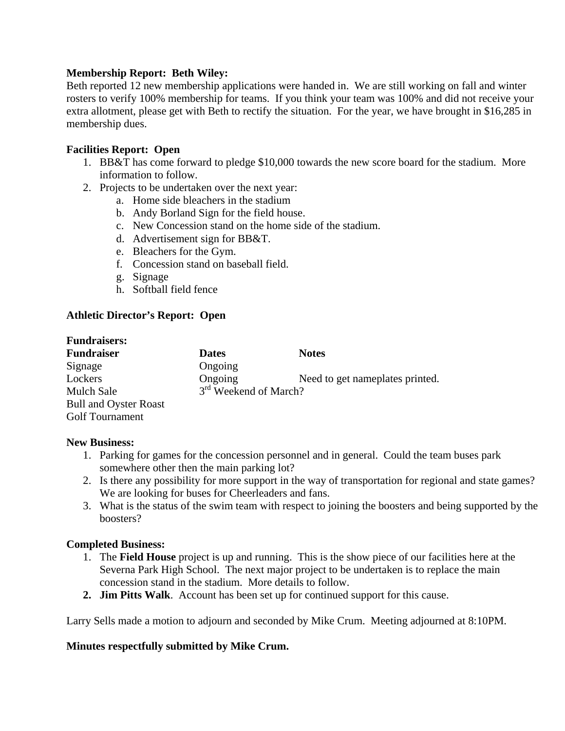**Membership Report: Beth Wiley:**
Beth reported 12 new membership applications were handed in. We are still working on fall and winter rosters to verify 100% membership for teams. If you think your team was 100% and did not receive your extra allotment, please get with Beth to rectify the situation. For the year, we have brought in $16,285 in membership dues.

**Facilities Report: Open**

1. BB&T has come forward to pledge $10,000 towards the new score board for the stadium. More information to follow.
2. Projects to be undertaken over the next year:
   a. Home side bleachers in the stadium
   b. Andy Borland Sign for the field house.
   c. New Concession stand on the home side of the stadium.
   d. Advertisement sign for BB&T.
   e. Bleachers for the Gym.
   f. Concession stand on baseball field.
   g. Signage
   h. Softball field fence

**Athletic Director's Report: Open**

**Fundraisers:**

| **Fundraiser** | **Dates** | **Notes** |
|---|---|---|
| Signage | Ongoing | |
| Lockers | Ongoing | Need to get nameplates printed. |
| Mulch Sale | 3rd Weekend of March? | |
| Bull and Oyster Roast | | |
| Golf Tournament | | |

**New Business:**

1. Parking for games for the concession personnel and in general. Could the team buses park somewhere other then the main parking lot?
2. Is there any possibility for more support in the way of transportation for regional and state games? We are looking for buses for Cheerleaders and fans.
3. What is the status of the swim team with respect to joining the boosters and being supported by the boosters?

**Completed Business:**

1. The **Field House** project is up and running. This is the show piece of our facilities here at the Severna Park High School. The next major project to be undertaken is to replace the main concession stand in the stadium. More details to follow.
2. **Jim Pitts Walk**. Account has been set up for continued support for this cause.

Larry Sells made a motion to adjourn and seconded by Mike Crum. Meeting adjourned at 8:10PM.

**Minutes respectfully submitted by Mike Crum.**